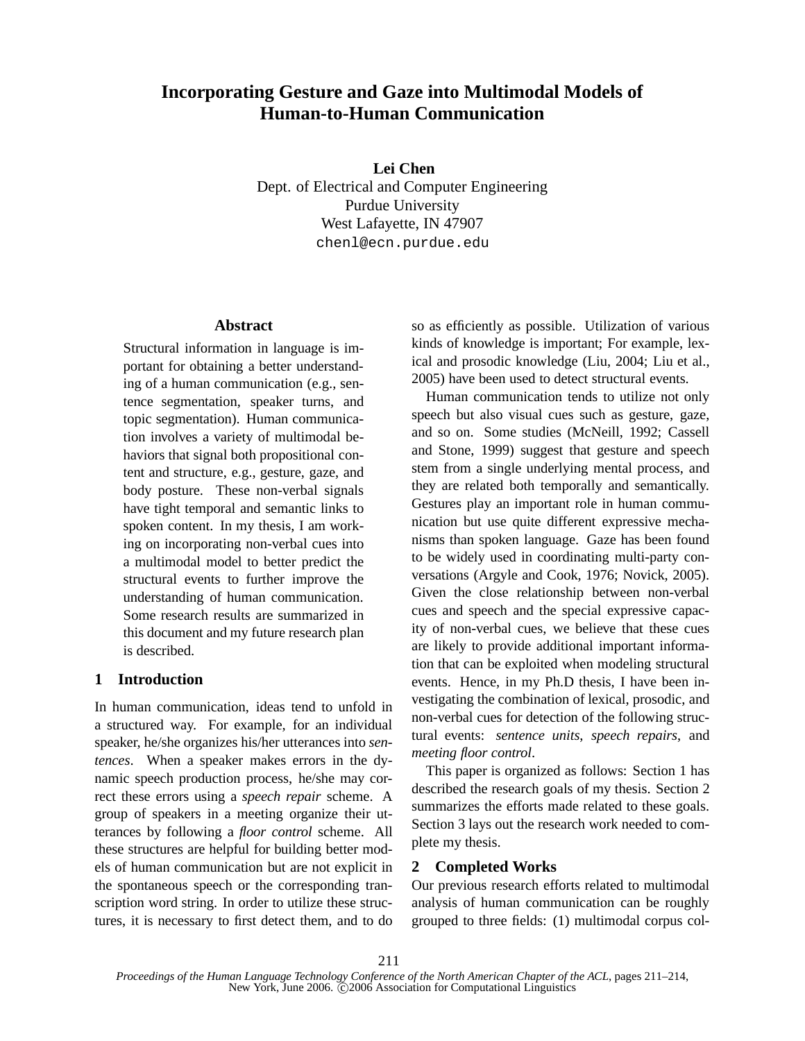# Incorporating Gesture and Gaze into Multimodal Models of Human-to-Human Communication

**Lei Chen**
Dept. of Electrical and Computer Engineering
Purdue University
West Lafayette, IN 47907
chenl@ecn.purdue.edu

## Abstract

Structural information in language is important for obtaining a better understanding of a human communication (e.g., sentence segmentation, speaker turns, and topic segmentation). Human communication involves a variety of multimodal behaviors that signal both propositional content and structure, e.g., gesture, gaze, and body posture. These non-verbal signals have tight temporal and semantic links to spoken content. In my thesis, I am working on incorporating non-verbal cues into a multimodal model to better predict the structural events to further improve the understanding of human communication. Some research results are summarized in this document and my future research plan is described.

## 1 Introduction

In human communication, ideas tend to unfold in a structured way. For example, for an individual speaker, he/she organizes his/her utterances into *sentences*. When a speaker makes errors in the dynamic speech production process, he/she may correct these errors using a *speech repair* scheme. A group of speakers in a meeting organize their utterances by following a *floor control* scheme. All these structures are helpful for building better models of human communication but are not explicit in the spontaneous speech or the corresponding transcription word string. In order to utilize these structures, it is necessary to first detect them, and to do so as efficiently as possible. Utilization of various kinds of knowledge is important; For example, lexical and prosodic knowledge (Liu, 2004; Liu et al., 2005) have been used to detect structural events.

Human communication tends to utilize not only speech but also visual cues such as gesture, gaze, and so on. Some studies (McNeill, 1992; Cassell and Stone, 1999) suggest that gesture and speech stem from a single underlying mental process, and they are related both temporally and semantically. Gestures play an important role in human communication but use quite different expressive mechanisms than spoken language. Gaze has been found to be widely used in coordinating multi-party conversations (Argyle and Cook, 1976; Novick, 2005). Given the close relationship between non-verbal cues and speech and the special expressive capacity of non-verbal cues, we believe that these cues are likely to provide additional important information that can be exploited when modeling structural events. Hence, in my Ph.D thesis, I have been investigating the combination of lexical, prosodic, and non-verbal cues for detection of the following structural events: *sentence units*, *speech repairs*, and *meeting floor control*.

This paper is organized as follows: Section 1 has described the research goals of my thesis. Section 2 summarizes the efforts made related to these goals. Section 3 lays out the research work needed to complete my thesis.

## 2 Completed Works

Our previous research efforts related to multimodal analysis of human communication can be roughly grouped to three fields: (1) multimodal corpus col-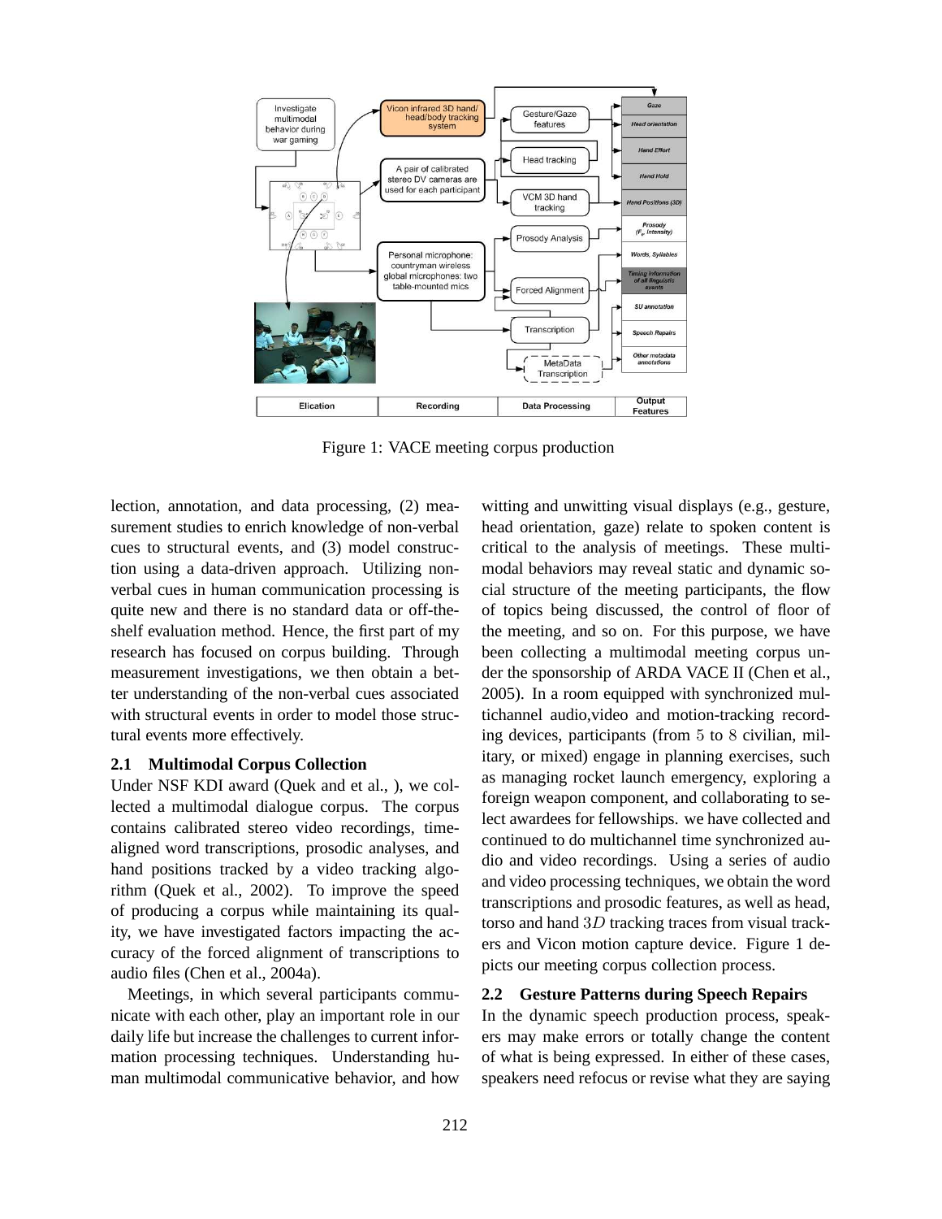Figure 1: VACE meeting corpus production

lection, annotation, and data processing, (2) measurement studies to enrich knowledge of non-verbal cues to structural events, and (3) model construction using a data-driven approach. Utilizing non-verbal cues in human communication processing is quite new and there is no standard data or off-the-shelf evaluation method. Hence, the first part of my research has focused on corpus building. Through measurement investigations, we then obtain a better understanding of the non-verbal cues associated with structural events in order to model those structural events more effectively.

### 2.1 Multimodal Corpus Collection

Under NSF KDI award (Quek and et al., ), we collected a multimodal dialogue corpus. The corpus contains calibrated stereo video recordings, time-aligned word transcriptions, prosodic analyses, and hand positions tracked by a video tracking algorithm (Quek et al., 2002). To improve the speed of producing a corpus while maintaining its quality, we have investigated factors impacting the accuracy of the forced alignment of transcriptions to audio files (Chen et al., 2004a).

Meetings, in which several participants communicate with each other, play an important role in our daily life but increase the challenges to current information processing techniques. Understanding human multimodal communicative behavior, and how witting and unwitting visual displays (e.g., gesture, head orientation, gaze) relate to spoken content is critical to the analysis of meetings. These multimodal behaviors may reveal static and dynamic social structure of the meeting participants, the flow of topics being discussed, the control of floor of the meeting, and so on. For this purpose, we have been collecting a multimodal meeting corpus under the sponsorship of ARDA VACE II (Chen et al., 2005). In a room equipped with synchronized multichannel audio,video and motion-tracking recording devices, participants (from $5$ to $8$ civilian, military, or mixed) engage in planning exercises, such as managing rocket launch emergency, exploring a foreign weapon component, and collaborating to select awardees for fellowships. we have collected and continued to do multichannel time synchronized audio and video recordings. Using a series of audio and video processing techniques, we obtain the word transcriptions and prosodic features, as well as head, torso and hand $3D$ tracking traces from visual trackers and Vicon motion capture device. Figure 1 depicts our meeting corpus collection process.

### 2.2 Gesture Patterns during Speech Repairs

In the dynamic speech production process, speakers may make errors or totally change the content of what is being expressed. In either of these cases, speakers need refocus or revise what they are saying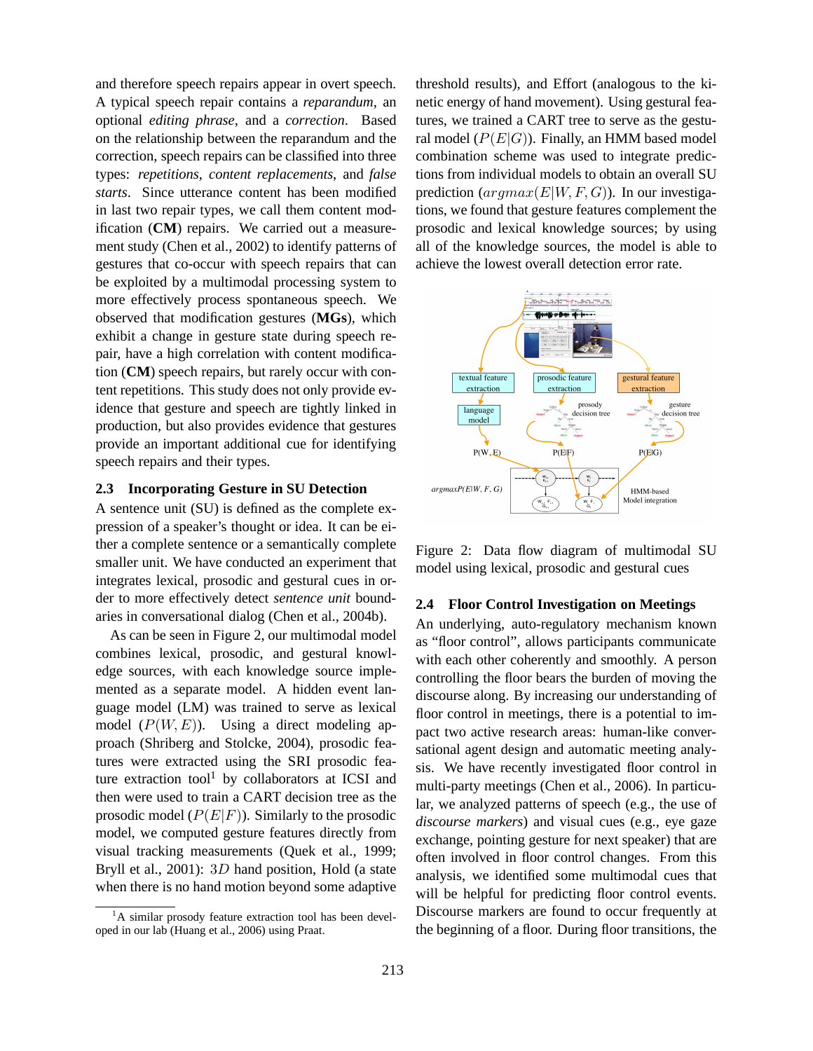and therefore speech repairs appear in overt speech. A typical speech repair contains a *reparandum*, an optional *editing phrase*, and a *correction*. Based on the relationship between the reparandum and the correction, speech repairs can be classified into three types: *repetitions*, *content replacements*, and *false starts*. Since utterance content has been modified in last two repair types, we call them content modification (**CM**) repairs. We carried out a measurement study (Chen et al., 2002) to identify patterns of gestures that co-occur with speech repairs that can be exploited by a multimodal processing system to more effectively process spontaneous speech. We observed that modification gestures (**MGs**), which exhibit a change in gesture state during speech repair, have a high correlation with content modification (**CM**) speech repairs, but rarely occur with content repetitions. This study does not only provide evidence that gesture and speech are tightly linked in production, but also provides evidence that gestures provide an important additional cue for identifying speech repairs and their types.

### 2.3 Incorporating Gesture in SU Detection

A sentence unit (SU) is defined as the complete expression of a speaker's thought or idea. It can be either a complete sentence or a semantically complete smaller unit. We have conducted an experiment that integrates lexical, prosodic and gestural cues in order to more effectively detect *sentence unit* boundaries in conversational dialog (Chen et al., 2004b).

As can be seen in Figure 2, our multimodal model combines lexical, prosodic, and gestural knowledge sources, with each knowledge source implemented as a separate model. A hidden event language model (LM) was trained to serve as lexical model ($P(W, E)$). Using a direct modeling approach (Shriberg and Stolcke, 2004), prosodic features were extracted using the SRI prosodic feature extraction tool[1] by collaborators at ICSI and then were used to train a CART decision tree as the prosodic model ($P(E|F)$). Similarly to the prosodic model, we computed gesture features directly from visual tracking measurements (Quek et al., 1999; Bryll et al., 2001): $3D$ hand position, Hold (a state when there is no hand motion beyond some adaptive threshold results), and Effort (analogous to the kinetic energy of hand movement). Using gestural features, we trained a CART tree to serve as the gestural model ($P(E|G)$). Finally, an HMM based model combination scheme was used to integrate predictions from individual models to obtain an overall SU prediction ($argmax(E|W, F, G)$). In our investigations, we found that gesture features complement the prosodic and lexical knowledge sources; by using all of the knowledge sources, the model is able to achieve the lowest overall detection error rate.

Figure 2: Data flow diagram of multimodal SU model using lexical, prosodic and gestural cues

### 2.4 Floor Control Investigation on Meetings

An underlying, auto-regulatory mechanism known as "floor control", allows participants communicate with each other coherently and smoothly. A person controlling the floor bears the burden of moving the discourse along. By increasing our understanding of floor control in meetings, there is a potential to impact two active research areas: human-like conversational agent design and automatic meeting analysis. We have recently investigated floor control in multi-party meetings (Chen et al., 2006). In particular, we analyzed patterns of speech (e.g., the use of *discourse markers*) and visual cues (e.g., eye gaze exchange, pointing gesture for next speaker) that are often involved in floor control changes. From this analysis, we identified some multimodal cues that will be helpful for predicting floor control events. Discourse markers are found to occur frequently at the beginning of a floor. During floor transitions, the

[1] A similar prosody feature extraction tool has been developed in our lab (Huang et al., 2006) using Praat.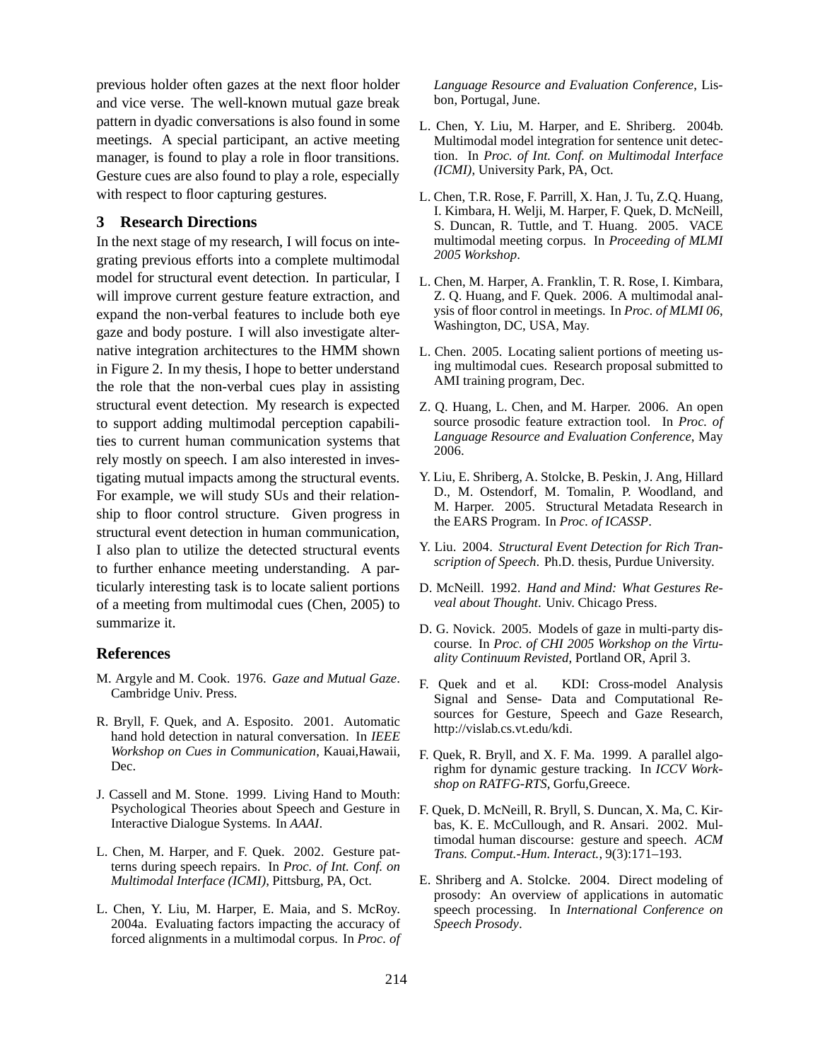previous holder often gazes at the next floor holder and vice verse. The well-known mutual gaze break pattern in dyadic conversations is also found in some meetings. A special participant, an active meeting manager, is found to play a role in floor transitions. Gesture cues are also found to play a role, especially with respect to floor capturing gestures.

## 3 Research Directions

In the next stage of my research, I will focus on integrating previous efforts into a complete multimodal model for structural event detection. In particular, I will improve current gesture feature extraction, and expand the non-verbal features to include both eye gaze and body posture. I will also investigate alternative integration architectures to the HMM shown in Figure 2. In my thesis, I hope to better understand the role that the non-verbal cues play in assisting structural event detection. My research is expected to support adding multimodal perception capabilities to current human communication systems that rely mostly on speech. I am also interested in investigating mutual impacts among the structural events. For example, we will study SUs and their relationship to floor control structure. Given progress in structural event detection in human communication, I also plan to utilize the detected structural events to further enhance meeting understanding. A particularly interesting task is to locate salient portions of a meeting from multimodal cues (Chen, 2005) to summarize it.

## References

M. Argyle and M. Cook. 1976. *Gaze and Mutual Gaze*. Cambridge Univ. Press.

R. Bryll, F. Quek, and A. Esposito. 2001. Automatic hand hold detection in natural conversation. In *IEEE Workshop on Cues in Communication*, Kauai,Hawaii, Dec.

J. Cassell and M. Stone. 1999. Living Hand to Mouth: Psychological Theories about Speech and Gesture in Interactive Dialogue Systems. In *AAAI*.

L. Chen, M. Harper, and F. Quek. 2002. Gesture patterns during speech repairs. In *Proc. of Int. Conf. on Multimodal Interface (ICMI)*, Pittsburg, PA, Oct.

L. Chen, Y. Liu, M. Harper, E. Maia, and S. McRoy. 2004a. Evaluating factors impacting the accuracy of forced alignments in a multimodal corpus. In *Proc. of Language Resource and Evaluation Conference*, Lisbon, Portugal, June.

L. Chen, Y. Liu, M. Harper, and E. Shriberg. 2004b. Multimodal model integration for sentence unit detection. In *Proc. of Int. Conf. on Multimodal Interface (ICMI)*, University Park, PA, Oct.

L. Chen, T.R. Rose, F. Parrill, X. Han, J. Tu, Z.Q. Huang, I. Kimbara, H. Welji, M. Harper, F. Quek, D. McNeill, S. Duncan, R. Tuttle, and T. Huang. 2005. VACE multimodal meeting corpus. In *Proceeding of MLMI 2005 Workshop*.

L. Chen, M. Harper, A. Franklin, T. R. Rose, I. Kimbara, Z. Q. Huang, and F. Quek. 2006. A multimodal analysis of floor control in meetings. In *Proc. of MLMI 06*, Washington, DC, USA, May.

L. Chen. 2005. Locating salient portions of meeting using multimodal cues. Research proposal submitted to AMI training program, Dec.

Z. Q. Huang, L. Chen, and M. Harper. 2006. An open source prosodic feature extraction tool. In *Proc. of Language Resource and Evaluation Conference*, May 2006.

Y. Liu, E. Shriberg, A. Stolcke, B. Peskin, J. Ang, Hillard D., M. Ostendorf, M. Tomalin, P. Woodland, and M. Harper. 2005. Structural Metadata Research in the EARS Program. In *Proc. of ICASSP*.

Y. Liu. 2004. *Structural Event Detection for Rich Transcription of Speech*. Ph.D. thesis, Purdue University.

D. McNeill. 1992. *Hand and Mind: What Gestures Reveal about Thought*. Univ. Chicago Press.

D. G. Novick. 2005. Models of gaze in multi-party discourse. In *Proc. of CHI 2005 Workshop on the Virtuality Continuum Revisted*, Portland OR, April 3.

F. Quek and et al. KDI: Cross-model Analysis Signal and Sense- Data and Computational Resources for Gesture, Speech and Gaze Research, http://vislab.cs.vt.edu/kdi.

F. Quek, R. Bryll, and X. F. Ma. 1999. A parallel algorighm for dynamic gesture tracking. In *ICCV Workshop on RATFG-RTS*, Gorfu,Greece.

F. Quek, D. McNeill, R. Bryll, S. Duncan, X. Ma, C. Kirbas, K. E. McCullough, and R. Ansari. 2002. Multimodal human discourse: gesture and speech. *ACM Trans. Comput.-Hum. Interact.*, 9(3):171–193.

E. Shriberg and A. Stolcke. 2004. Direct modeling of prosody: An overview of applications in automatic speech processing. In *International Conference on Speech Prosody*.